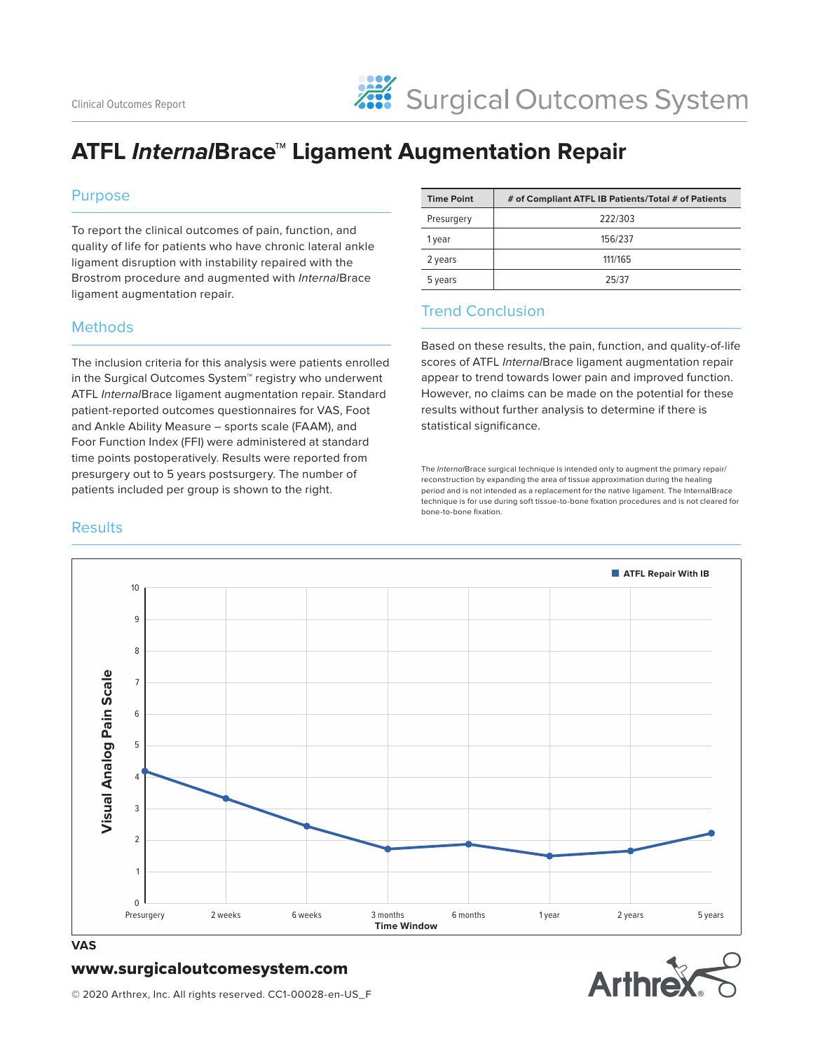Clinical Outcomes Report

Surgical Outcomes System

# ATFL *Internal*Brace™ Ligament Augmentation Repair

## Purpose

To report the clinical outcomes of pain, function, and quality of life for patients who have chronic lateral ankle ligament disruption with instability repaired with the Brostrom procedure and augmented with *Internal*Brace ligament augmentation repair.

## Methods

The inclusion criteria for this analysis were patients enrolled in the Surgical Outcomes System™ registry who underwent ATFL *Internal*Brace ligament augmentation repair. Standard patient-reported outcomes questionnaires for VAS, Foot and Ankle Ability Measure – sports scale (FAAM), and Foor Function Index (FFI) were administered at standard time points postoperatively. Results were reported from presurgery out to 5 years postsurgery. The number of patients included per group is shown to the right.

| Time Point | # of Compliant ATFL IB Patients/Total # of Patients |
|---|---|
| Presurgery | 222/303 |
| 1 year | 156/237 |
| 2 years | 111/165 |
| 5 years | 25/37 |

## Trend Conclusion

Based on these results, the pain, function, and quality-of-life scores of ATFL *Internal*Brace ligament augmentation repair appear to trend towards lower pain and improved function. However, no claims can be made on the potential for these results without further analysis to determine if there is statistical significance.

The *Internal*Brace surgical technique is intended only to augment the primary repair/reconstruction by expanding the area of tissue approximation during the healing period and is not intended as a replacement for the native ligament. The InternalBrace technique is for use during soft tissue-to-bone fixation procedures and is not cleared for bone-to-bone fixation.

## Results

ATFL Repair With IB

Visual Analog Pain Scale

| Time Window | Presurgery | 2 weeks | 6 weeks | 3 months | 6 months | 1 year | 2 years | 5 years |
|---|---|---|---|---|---|---|---|---|

VAS

**www.surgicaloutcomesystem.com**

© 2020 Arthrex, Inc. All rights reserved. CC1-00028-en-US_F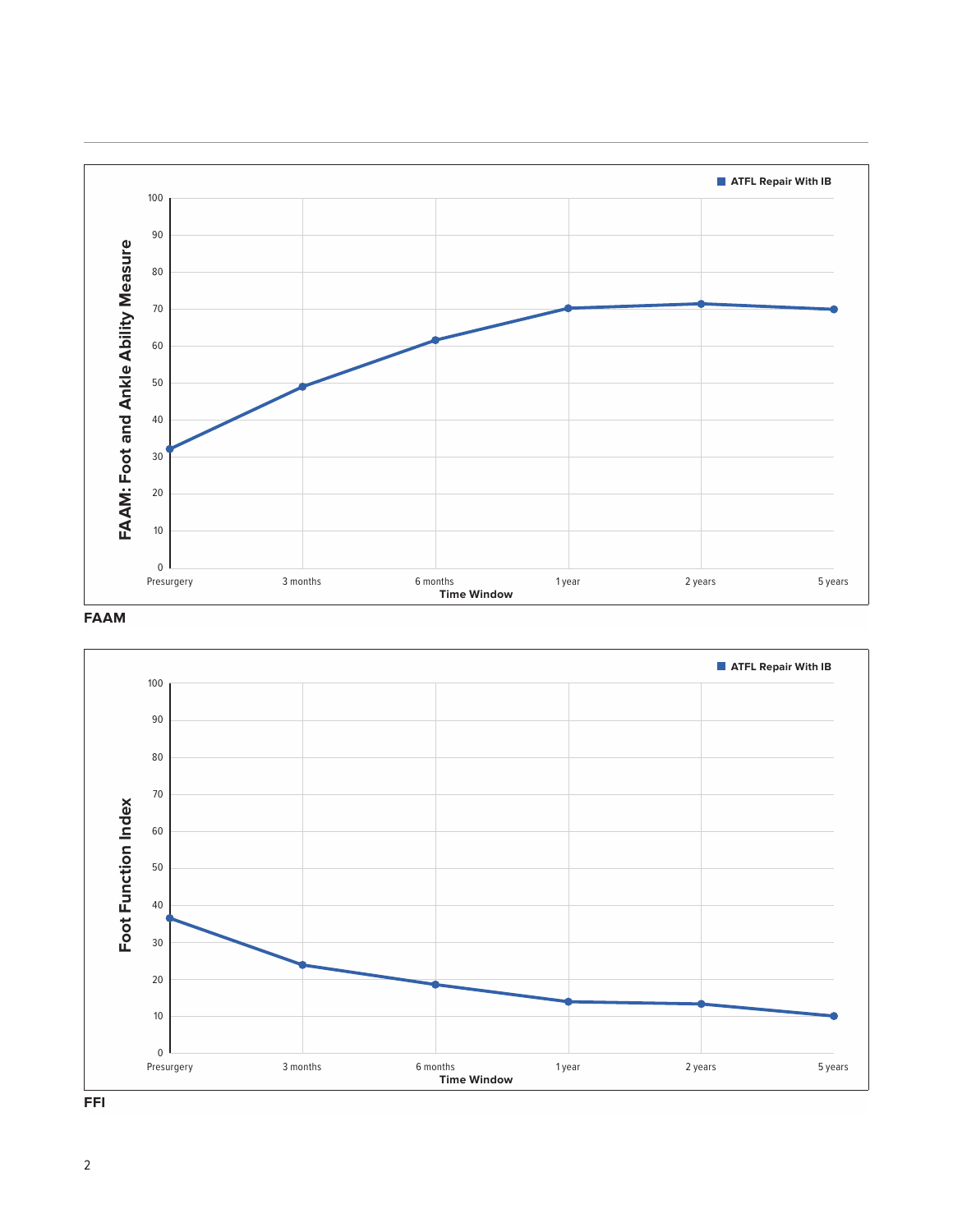ATFL Repair With IB

FAAM: Foot and Ankle Ability Measure

100
90
80
70
60
50
40
30
20
10
0

Presurgery 3 months 6 months 1 year 2 years 5 years

Time Window

**FAAM**

ATFL Repair With IB

Foot Function Index

100
90
80
70
60
50
40
30
20
10
0

Presurgery 3 months 6 months 1 year 2 years 5 years

Time Window

**FFI**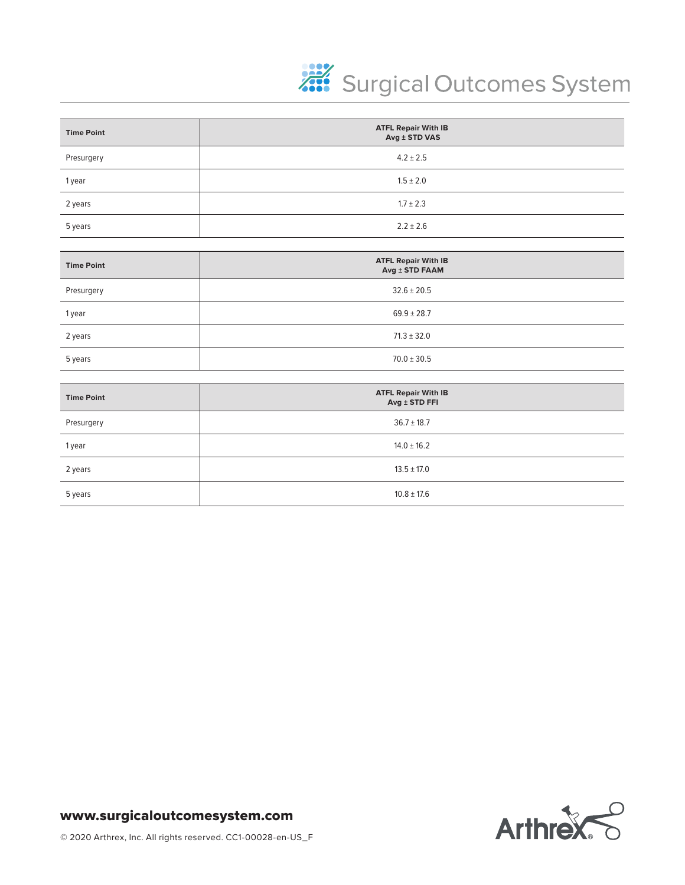| Time Point | ATFL Repair With IB Avg ± STD VAS |
|---|---|
| Presurgery | 4.2 ± 2.5 |
| 1 year | 1.5 ± 2.0 |
| 2 years | 1.7 ± 2.3 |
| 5 years | 2.2 ± 2.6 |

| Time Point | ATFL Repair With IB Avg ± STD FAAM |
|---|---|
| Presurgery | 32.6 ± 20.5 |
| 1 year | 69.9 ± 28.7 |
| 2 years | 71.3 ± 32.0 |
| 5 years | 70.0 ± 30.5 |

| Time Point | ATFL Repair With IB Avg ± STD FFI |
|---|---|
| Presurgery | 36.7 ± 18.7 |
| 1 year | 14.0 ± 16.2 |
| 2 years | 13.5 ± 17.0 |
| 5 years | 10.8 ± 17.6 |

**www.surgicaloutcomesystem.com**

© 2020 Arthrex, Inc. All rights reserved. CC1-00028-en-US_F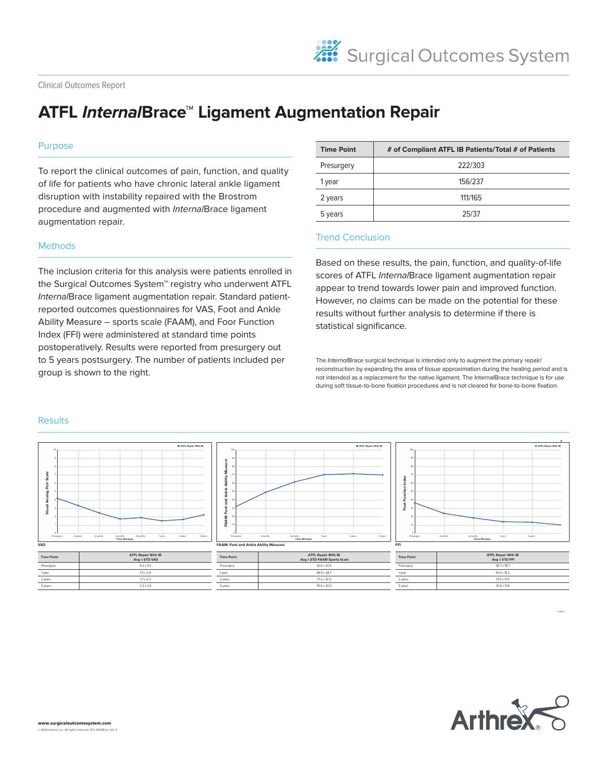Surgical Outcomes System

Clinical Outcomes Report

# ATFL *Internal*Brace™ Ligament Augmentation Repair

## Purpose

To report the clinical outcomes of pain, function, and quality of life for patients who have chronic lateral ankle ligament disruption with instability repaired with the Brostrom procedure and augmented with *Internal*Brace ligament augmentation repair.

## Methods

The inclusion criteria for this analysis were patients enrolled in the Surgical Outcomes System™ registry who underwent ATFL *Internal*Brace ligament augmentation repair. Standard patient-reported outcomes questionnaires for VAS, Foot and Ankle Ability Measure – sports scale (FAAM), and Foor Function Index (FFI) were administered at standard time points postoperatively. Results were reported from presurgery out to 5 years postsurgery. The number of patients included per group is shown to the right.

| Time Point | # of Compliant ATFL IB Patients/Total # of Patients |
|---|---|
| Presurgery | 222/303 |
| 1 year | 156/237 |
| 2 years | 111/165 |
| 5 years | 25/37 |

## Trend Conclusion

Based on these results, the pain, function, and quality-of-life scores of ATFL *Internal*Brace ligament augmentation repair appear to trend towards lower pain and improved function. However, no claims can be made on the potential for these results without further analysis to determine if there is statistical significance.

The *Internal*Brace surgical technique is intended only to augment the primary repair/reconstruction by expanding the area of tissue approximation during the healing period and is not intended as a replacement for the native ligament. The InternalBrace technique is for use during soft tissue-to-bone fixation procedures and is not cleared for bone-to-bone fixation.

## Results

ATFL Repair With IB
Visual Analog Pain Scale
Presurgery, 2 weeks, 6 weeks, 3 months, 6 months, 1 year, 2 years, 5 years
Time Window

VAS

| Time Point | ATFL Repair With IB Avg ± STD VAS |
|---|---|
| Presurgery | 4.2 ± 2.5 |
| 1 year | 1.5 ± 2.0 |
| 2 years | 1.7 ± 2.3 |
| 5 years | 2.2 ± 2.6 |

ATFL Repair With IB
FAAM: Foot and Ankle Ability Measure
Presurgery, 3 months, 6 months, 1 year, 2 years, 5 years
Time Window

FAAM: Foot and Ankle Ability Measure

| Time Point | ATFL Repair With IB Avg ± STD FAAM Sports Scale |
|---|---|
| Presurgery | 32.6 ± 20.5 |
| 1 year | 69.9 ± 28.7 |
| 2 years | 71.3 ± 32.0 |
| 5 years | 70.0 ± 30.5 |

ATFL Repair With IB
Foot Function Index
Presurgery, 3 months, 6 months, 1 year, 2 years, 5 years
Time Window

FFI

| Time Point | ATFL Repair With IB Avg ± STD FFI |
|---|---|
| Presurgery | 36.7 ± 18.7 |
| 1 year | 14.0 ± 16.2 |
| 2 years | 13.5 ± 17.0 |
| 5 years | 10.8 ± 17.6 |

**www.surgicaloutcomesystem.com**
© 2020 Arthrex, Inc. All rights reserved. CC1-00028-en-US_F

Arthrex®